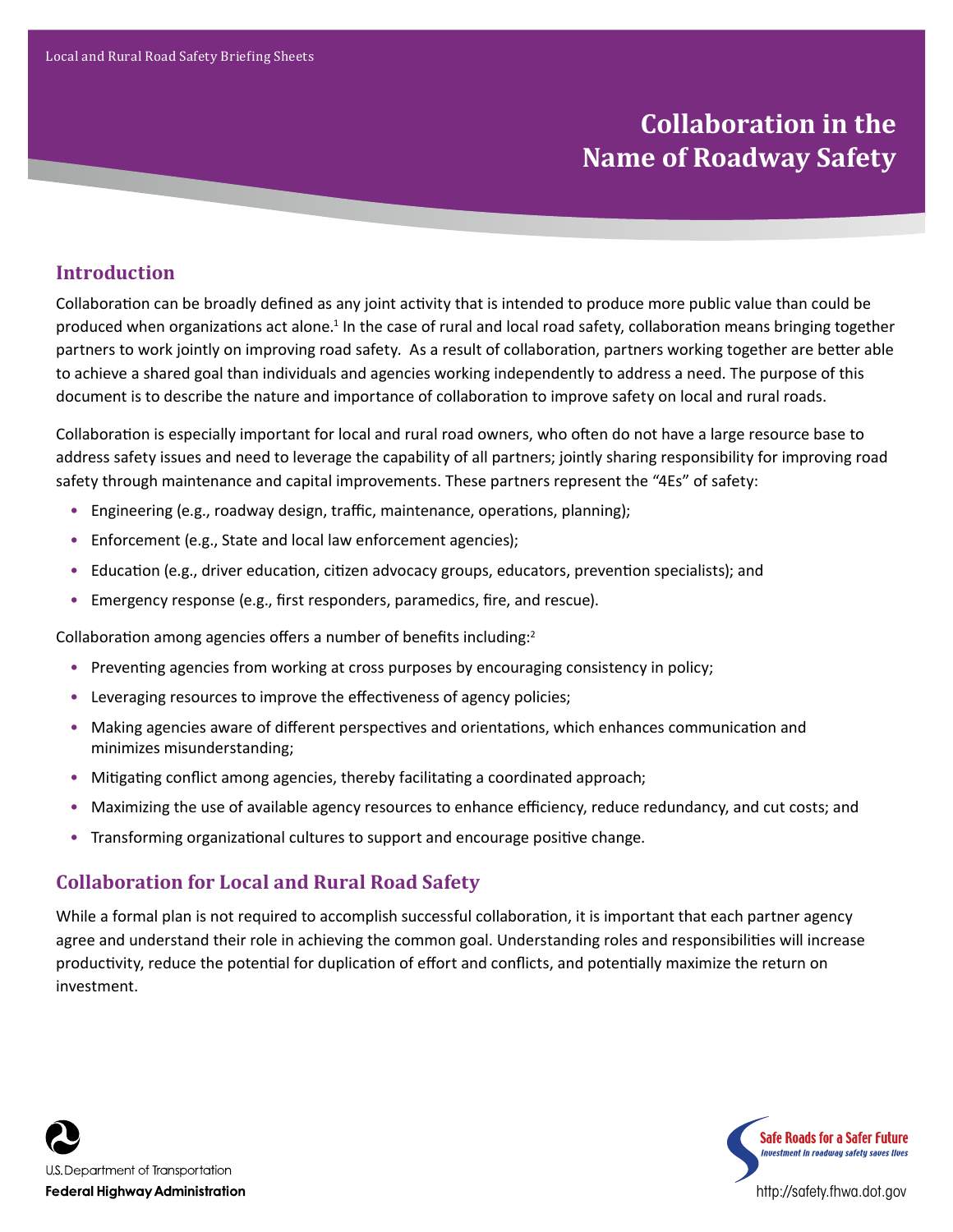Local and Rural Road Safety Briefing Sheets

# Collaboration in the Name of Roadway Safety

## Introduction

Collaboration can be broadly defined as any joint activity that is intended to produce more public value than could be produced when organizations act alone.[1] In the case of rural and local road safety, collaboration means bringing together partners to work jointly on improving road safety. As a result of collaboration, partners working together are better able to achieve a shared goal than individuals and agencies working independently to address a need. The purpose of this document is to describe the nature and importance of collaboration to improve safety on local and rural roads.

Collaboration is especially important for local and rural road owners, who often do not have a large resource base to address safety issues and need to leverage the capability of all partners; jointly sharing responsibility for improving road safety through maintenance and capital improvements. These partners represent the "4Es" of safety:

- Engineering (e.g., roadway design, traffic, maintenance, operations, planning);
- Enforcement (e.g., State and local law enforcement agencies);
- Education (e.g., driver education, citizen advocacy groups, educators, prevention specialists); and
- Emergency response (e.g., first responders, paramedics, fire, and rescue).

Collaboration among agencies offers a number of benefits including:[2]

- Preventing agencies from working at cross purposes by encouraging consistency in policy;
- Leveraging resources to improve the effectiveness of agency policies;
- Making agencies aware of different perspectives and orientations, which enhances communication and minimizes misunderstanding;
- Mitigating conflict among agencies, thereby facilitating a coordinated approach;
- Maximizing the use of available agency resources to enhance efficiency, reduce redundancy, and cut costs; and
- Transforming organizational cultures to support and encourage positive change.

## Collaboration for Local and Rural Road Safety

While a formal plan is not required to accomplish successful collaboration, it is important that each partner agency agree and understand their role in achieving the common goal. Understanding roles and responsibilities will increase productivity, reduce the potential for duplication of effort and conflicts, and potentially maximize the return on investment.

U.S. Department of Transportation
**Federal Highway Administration**

Safe Roads for a Safer Future
*Investment in roadway safety saves lives*

http://safety.fhwa.dot.gov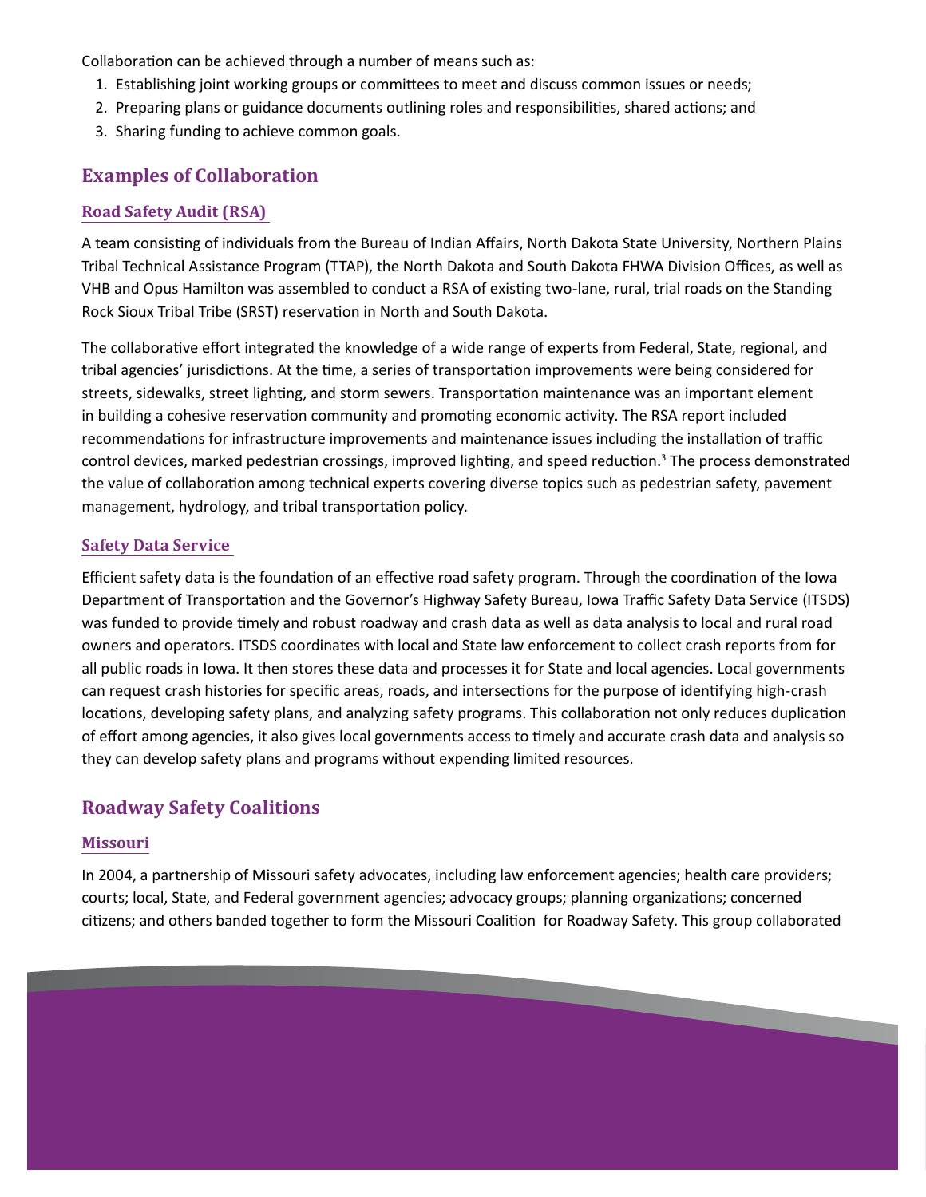Collaboration can be achieved through a number of means such as:

1. Establishing joint working groups or committees to meet and discuss common issues or needs;
2. Preparing plans or guidance documents outlining roles and responsibilities, shared actions; and
3. Sharing funding to achieve common goals.

## Examples of Collaboration

### Road Safety Audit (RSA)

A team consisting of individuals from the Bureau of Indian Affairs, North Dakota State University, Northern Plains Tribal Technical Assistance Program (TTAP), the North Dakota and South Dakota FHWA Division Offices, as well as VHB and Opus Hamilton was assembled to conduct a RSA of existing two-lane, rural, trial roads on the Standing Rock Sioux Tribal Tribe (SRST) reservation in North and South Dakota.

The collaborative effort integrated the knowledge of a wide range of experts from Federal, State, regional, and tribal agencies' jurisdictions. At the time, a series of transportation improvements were being considered for streets, sidewalks, street lighting, and storm sewers. Transportation maintenance was an important element in building a cohesive reservation community and promoting economic activity. The RSA report included recommendations for infrastructure improvements and maintenance issues including the installation of traffic control devices, marked pedestrian crossings, improved lighting, and speed reduction.[3] The process demonstrated the value of collaboration among technical experts covering diverse topics such as pedestrian safety, pavement management, hydrology, and tribal transportation policy.

### Safety Data Service

Efficient safety data is the foundation of an effective road safety program. Through the coordination of the Iowa Department of Transportation and the Governor's Highway Safety Bureau, Iowa Traffic Safety Data Service (ITSDS) was funded to provide timely and robust roadway and crash data as well as data analysis to local and rural road owners and operators. ITSDS coordinates with local and State law enforcement to collect crash reports from for all public roads in Iowa. It then stores these data and processes it for State and local agencies. Local governments can request crash histories for specific areas, roads, and intersections for the purpose of identifying high-crash locations, developing safety plans, and analyzing safety programs. This collaboration not only reduces duplication of effort among agencies, it also gives local governments access to timely and accurate crash data and analysis so they can develop safety plans and programs without expending limited resources.

## Roadway Safety Coalitions

### Missouri

In 2004, a partnership of Missouri safety advocates, including law enforcement agencies; health care providers; courts; local, State, and Federal government agencies; advocacy groups; planning organizations; concerned citizens; and others banded together to form the Missouri Coalition for Roadway Safety. This group collaborated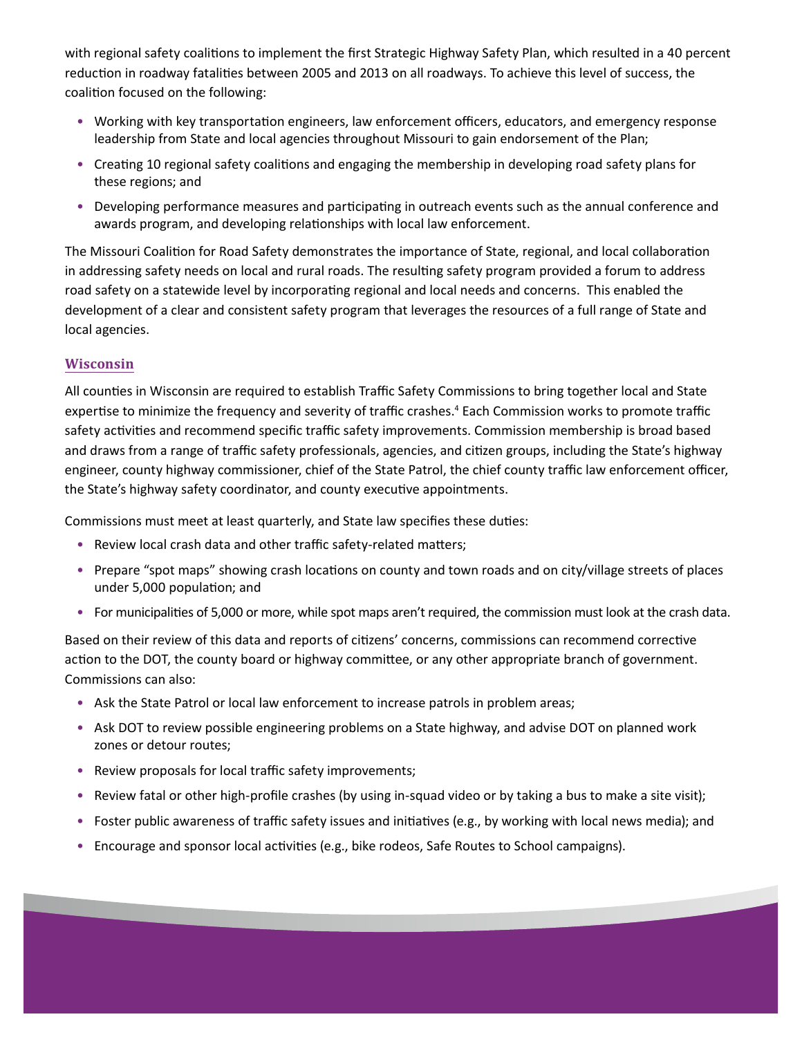with regional safety coalitions to implement the first Strategic Highway Safety Plan, which resulted in a 40 percent reduction in roadway fatalities between 2005 and 2013 on all roadways. To achieve this level of success, the coalition focused on the following:

- Working with key transportation engineers, law enforcement officers, educators, and emergency response leadership from State and local agencies throughout Missouri to gain endorsement of the Plan;
- Creating 10 regional safety coalitions and engaging the membership in developing road safety plans for these regions; and
- Developing performance measures and participating in outreach events such as the annual conference and awards program, and developing relationships with local law enforcement.

The Missouri Coalition for Road Safety demonstrates the importance of State, regional, and local collaboration in addressing safety needs on local and rural roads. The resulting safety program provided a forum to address road safety on a statewide level by incorporating regional and local needs and concerns. This enabled the development of a clear and consistent safety program that leverages the resources of a full range of State and local agencies.

## Wisconsin

All counties in Wisconsin are required to establish Traffic Safety Commissions to bring together local and State expertise to minimize the frequency and severity of traffic crashes.[4] Each Commission works to promote traffic safety activities and recommend specific traffic safety improvements. Commission membership is broad based and draws from a range of traffic safety professionals, agencies, and citizen groups, including the State's highway engineer, county highway commissioner, chief of the State Patrol, the chief county traffic law enforcement officer, the State's highway safety coordinator, and county executive appointments.

Commissions must meet at least quarterly, and State law specifies these duties:

- Review local crash data and other traffic safety-related matters;
- Prepare "spot maps" showing crash locations on county and town roads and on city/village streets of places under 5,000 population; and
- For municipalities of 5,000 or more, while spot maps aren't required, the commission must look at the crash data.

Based on their review of this data and reports of citizens' concerns, commissions can recommend corrective action to the DOT, the county board or highway committee, or any other appropriate branch of government. Commissions can also:

- Ask the State Patrol or local law enforcement to increase patrols in problem areas;
- Ask DOT to review possible engineering problems on a State highway, and advise DOT on planned work zones or detour routes;
- Review proposals for local traffic safety improvements;
- Review fatal or other high-profile crashes (by using in-squad video or by taking a bus to make a site visit);
- Foster public awareness of traffic safety issues and initiatives (e.g., by working with local news media); and
- Encourage and sponsor local activities (e.g., bike rodeos, Safe Routes to School campaigns).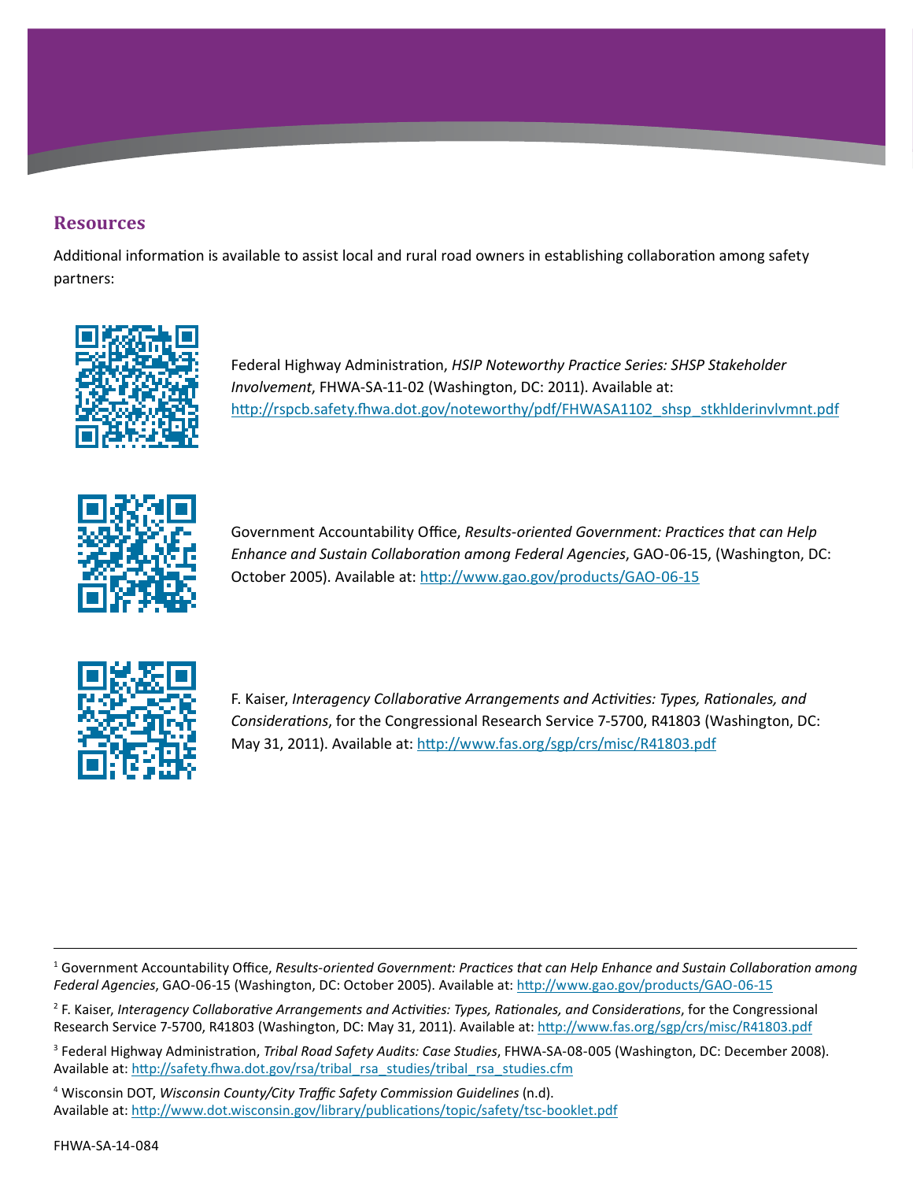## Resources

Additional information is available to assist local and rural road owners in establishing collaboration among safety partners:

Federal Highway Administration, *HSIP Noteworthy Practice Series: SHSP Stakeholder Involvement*, FHWA-SA-11-02 (Washington, DC: 2011). Available at: [http://rspcb.safety.fhwa.dot.gov/noteworthy/pdf/FHWASA1102_shsp_stkhlderinvlvmnt.pdf](http://rspcb.safety.fhwa.dot.gov/noteworthy/pdf/FHWASA1102_shsp_stkhlderinvlvmnt.pdf)

Government Accountability Office, *Results-oriented Government: Practices that can Help Enhance and Sustain Collaboration among Federal Agencies*, GAO-06-15, (Washington, DC: October 2005). Available at: [http://www.gao.gov/products/GAO-06-15](http://www.gao.gov/products/GAO-06-15)

F. Kaiser, *Interagency Collaborative Arrangements and Activities: Types, Rationales, and Considerations*, for the Congressional Research Service 7-5700, R41803 (Washington, DC: May 31, 2011). Available at: [http://www.fas.org/sgp/crs/misc/R41803.pdf](http://www.fas.org/sgp/crs/misc/R41803.pdf)

---

[1] Government Accountability Office, *Results-oriented Government: Practices that can Help Enhance and Sustain Collaboration among Federal Agencies*, GAO-06-15 (Washington, DC: October 2005). Available at: [http://www.gao.gov/products/GAO-06-15](http://www.gao.gov/products/GAO-06-15)

[2] F. Kaiser, *Interagency Collaborative Arrangements and Activities: Types, Rationales, and Considerations*, for the Congressional Research Service 7-5700, R41803 (Washington, DC: May 31, 2011). Available at: [http://www.fas.org/sgp/crs/misc/R41803.pdf](http://www.fas.org/sgp/crs/misc/R41803.pdf)

[3] Federal Highway Administration, *Tribal Road Safety Audits: Case Studies*, FHWA-SA-08-005 (Washington, DC: December 2008). Available at: [http://safety.fhwa.dot.gov/rsa/tribal_rsa_studies/tribal_rsa_studies.cfm](http://safety.fhwa.dot.gov/rsa/tribal_rsa_studies/tribal_rsa_studies.cfm)

[4] Wisconsin DOT, *Wisconsin County/City Traffic Safety Commission Guidelines* (n.d).
Available at: [http://www.dot.wisconsin.gov/library/publications/topic/safety/tsc-booklet.pdf](http://www.dot.wisconsin.gov/library/publications/topic/safety/tsc-booklet.pdf)

FHWA-SA-14-084